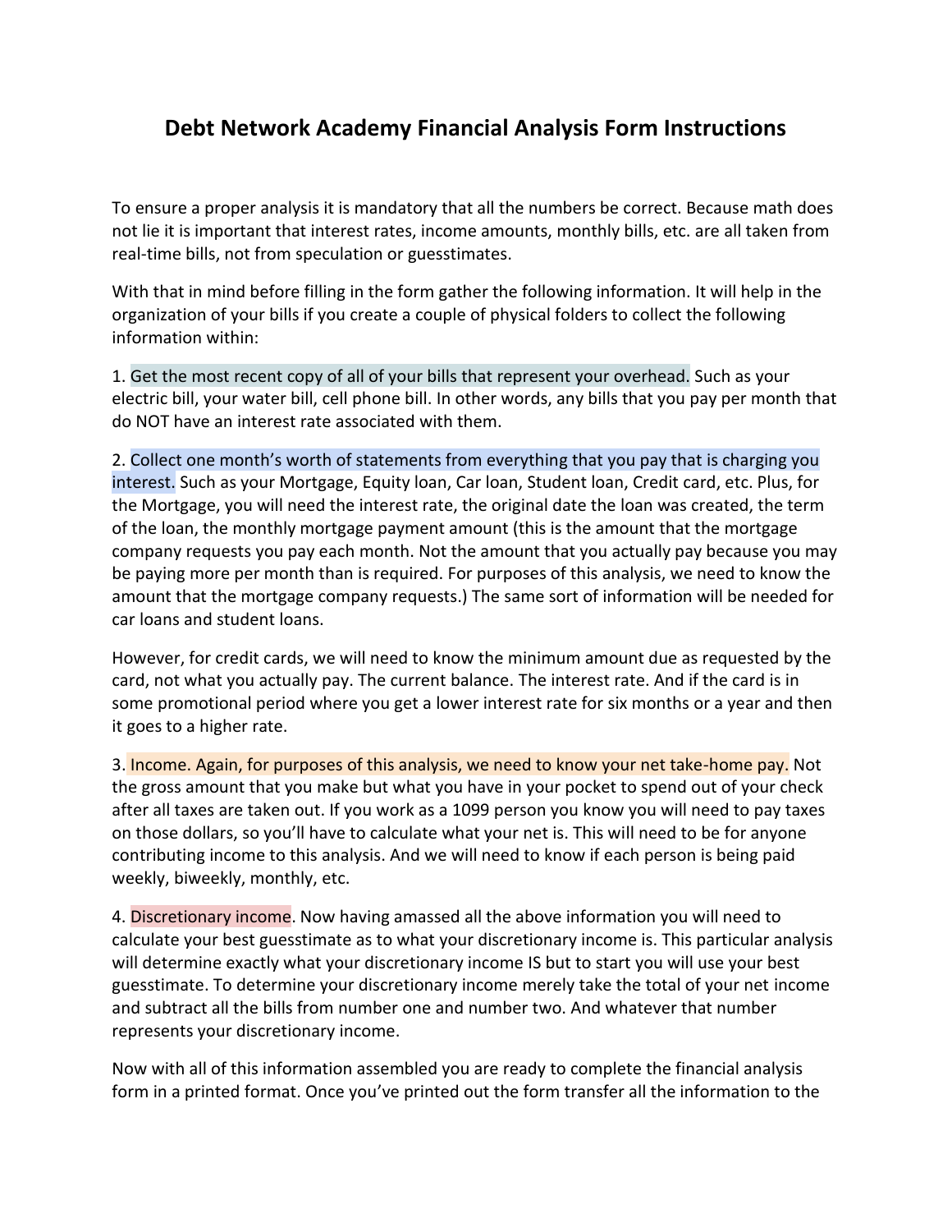# Debt Network Academy Financial Analysis Form Instructions

To ensure a proper analysis it is mandatory that all the numbers be correct. Because math does not lie it is important that interest rates, income amounts, monthly bills, etc. are all taken from real-time bills, not from speculation or guesstimates.

With that in mind before filling in the form gather the following information. It will help in the organization of your bills if you create a couple of physical folders to collect the following information within:

1. Get the most recent copy of all of your bills that represent your overhead. Such as your electric bill, your water bill, cell phone bill. In other words, any bills that you pay per month that do NOT have an interest rate associated with them.

2. Collect one month's worth of statements from everything that you pay that is charging you interest. Such as your Mortgage, Equity loan, Car loan, Student loan, Credit card, etc. Plus, for the Mortgage, you will need the interest rate, the original date the loan was created, the term of the loan, the monthly mortgage payment amount (this is the amount that the mortgage company requests you pay each month. Not the amount that you actually pay because you may be paying more per month than is required. For purposes of this analysis, we need to know the amount that the mortgage company requests.) The same sort of information will be needed for car loans and student loans.

However, for credit cards, we will need to know the minimum amount due as requested by the card, not what you actually pay. The current balance. The interest rate. And if the card is in some promotional period where you get a lower interest rate for six months or a year and then it goes to a higher rate.

3. Income. Again, for purposes of this analysis, we need to know your net take-home pay. Not the gross amount that you make but what you have in your pocket to spend out of your check after all taxes are taken out. If you work as a 1099 person you know you will need to pay taxes on those dollars, so you'll have to calculate what your net is. This will need to be for anyone contributing income to this analysis. And we will need to know if each person is being paid weekly, biweekly, monthly, etc.

4. Discretionary income. Now having amassed all the above information you will need to calculate your best guesstimate as to what your discretionary income is. This particular analysis will determine exactly what your discretionary income IS but to start you will use your best guesstimate. To determine your discretionary income merely take the total of your net income and subtract all the bills from number one and number two. And whatever that number represents your discretionary income.

Now with all of this information assembled you are ready to complete the financial analysis form in a printed format. Once you've printed out the form transfer all the information to the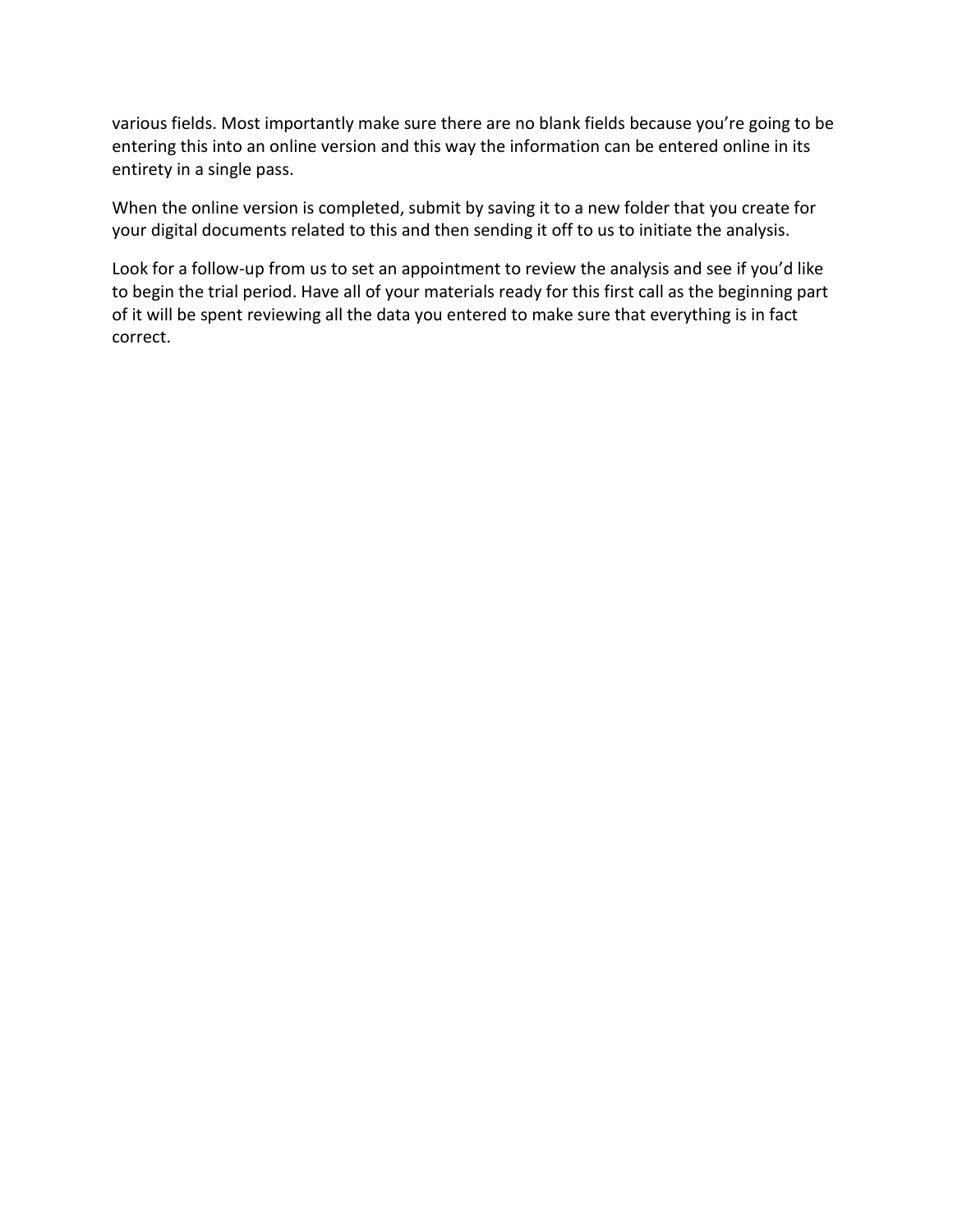various fields. Most importantly make sure there are no blank fields because you're going to be entering this into an online version and this way the information can be entered online in its entirety in a single pass.

When the online version is completed, submit by saving it to a new folder that you create for your digital documents related to this and then sending it off to us to initiate the analysis.

Look for a follow-up from us to set an appointment to review the analysis and see if you'd like to begin the trial period. Have all of your materials ready for this first call as the beginning part of it will be spent reviewing all the data you entered to make sure that everything is in fact correct.